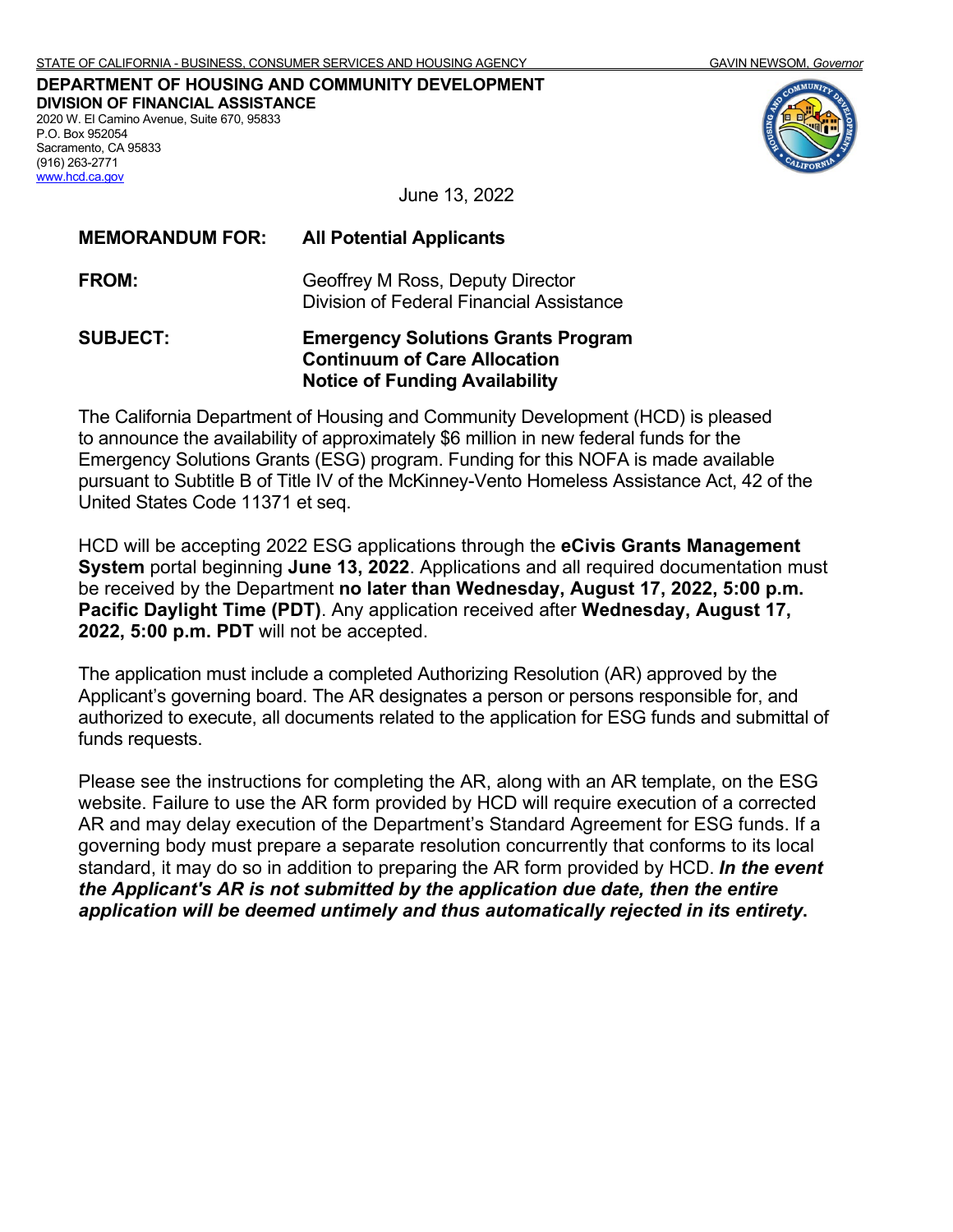STATE OF CALIFORNIA - BUSINESS, CONSUMER SERVICES AND HOUSING AGENCY GAVIN NEWSOM, *Governor*

**DEPARTMENT OF HOUSING AND COMMUNITY DEVELOPMENT**
**DIVISION OF FINANCIAL ASSISTANCE**
2020 W. El Camino Avenue, Suite 670, 95833
P.O. Box 952054
Sacramento, CA 95833
(916) 263-2771
www.hcd.ca.gov

June 13, 2022

**MEMORANDUM FOR:** **All Potential Applicants**

**FROM:** Geoffrey M Ross, Deputy Director
Division of Federal Financial Assistance

**SUBJECT:** **Emergency Solutions Grants Program**
**Continuum of Care Allocation**
**Notice of Funding Availability**

The California Department of Housing and Community Development (HCD) is pleased to announce the availability of approximately $6 million in new federal funds for the Emergency Solutions Grants (ESG) program. Funding for this NOFA is made available pursuant to Subtitle B of Title IV of the McKinney-Vento Homeless Assistance Act, 42 of the United States Code 11371 et seq.

HCD will be accepting 2022 ESG applications through the **eCivis Grants Management System** portal beginning **June 13, 2022**. Applications and all required documentation must be received by the Department **no later than Wednesday, August 17, 2022, 5:00 p.m. Pacific Daylight Time (PDT)**. Any application received after **Wednesday, August 17, 2022, 5:00 p.m. PDT** will not be accepted.

The application must include a completed Authorizing Resolution (AR) approved by the Applicant's governing board. The AR designates a person or persons responsible for, and authorized to execute, all documents related to the application for ESG funds and submittal of funds requests.

Please see the instructions for completing the AR, along with an AR template, on the ESG website. Failure to use the AR form provided by HCD will require execution of a corrected AR and may delay execution of the Department's Standard Agreement for ESG funds. If a governing body must prepare a separate resolution concurrently that conforms to its local standard, it may do so in addition to preparing the AR form provided by HCD. ***In the event the Applicant's AR is not submitted by the application due date, then the entire application will be deemed untimely and thus automatically rejected in its entirety*.**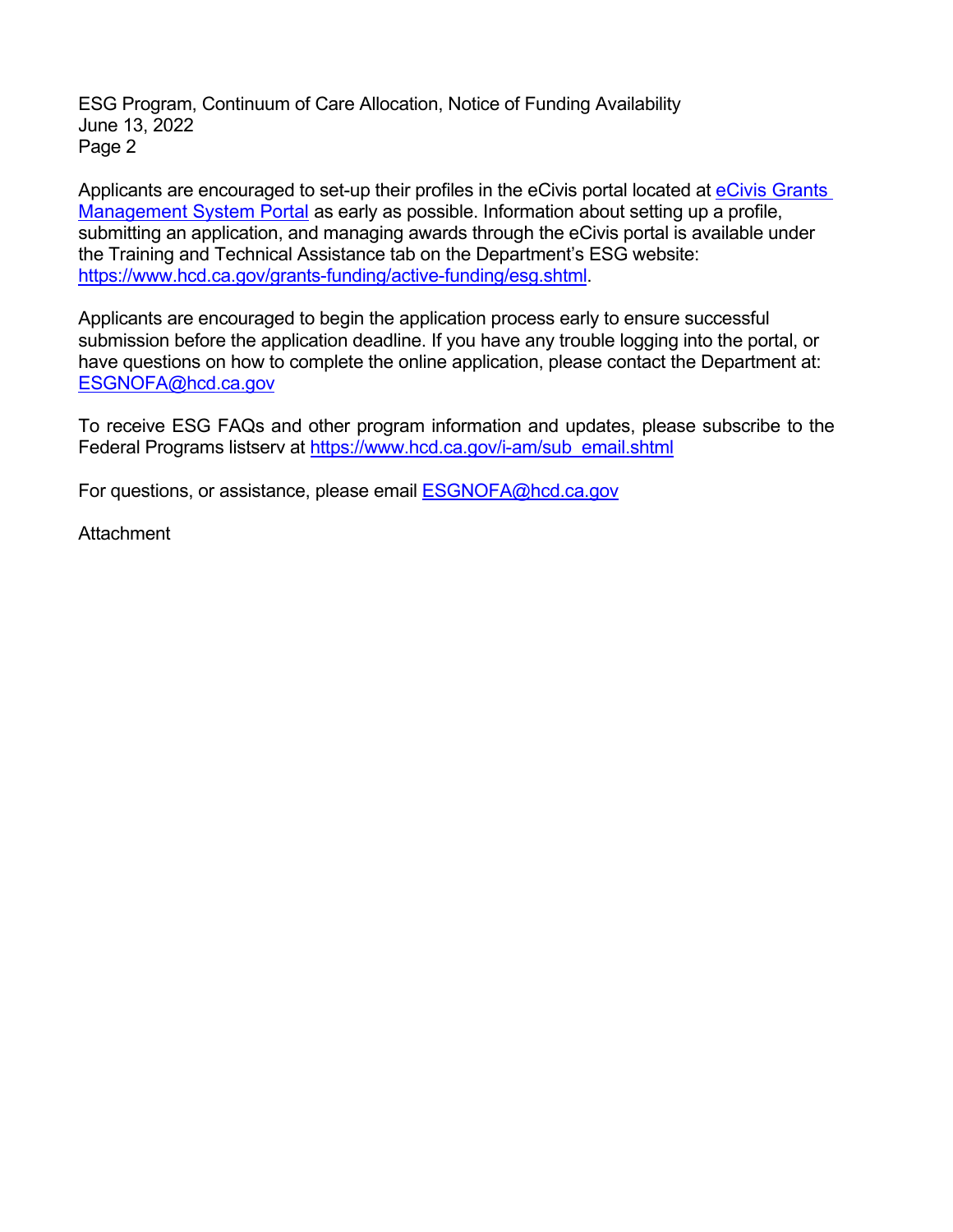Applicants are encouraged to set-up their profiles in the eCivis portal located at [eCivis Grants Management System Portal]() as early as possible. Information about setting up a profile, submitting an application, and managing awards through the eCivis portal is available under the Training and Technical Assistance tab on the Department's ESG website: [https://www.hcd.ca.gov/grants-funding/active-funding/esg.shtml](https://www.hcd.ca.gov/grants-funding/active-funding/esg.shtml).

Applicants are encouraged to begin the application process early to ensure successful submission before the application deadline. If you have any trouble logging into the portal, or have questions on how to complete the online application, please contact the Department at: [ESGNOFA@hcd.ca.gov](mailto:ESGNOFA@hcd.ca.gov)

To receive ESG FAQs and other program information and updates, please subscribe to the Federal Programs listserv at [https://www.hcd.ca.gov/i-am/sub_email.shtml](https://www.hcd.ca.gov/i-am/sub_email.shtml)

For questions, or assistance, please email [ESGNOFA@hcd.ca.gov](mailto:ESGNOFA@hcd.ca.gov)

Attachment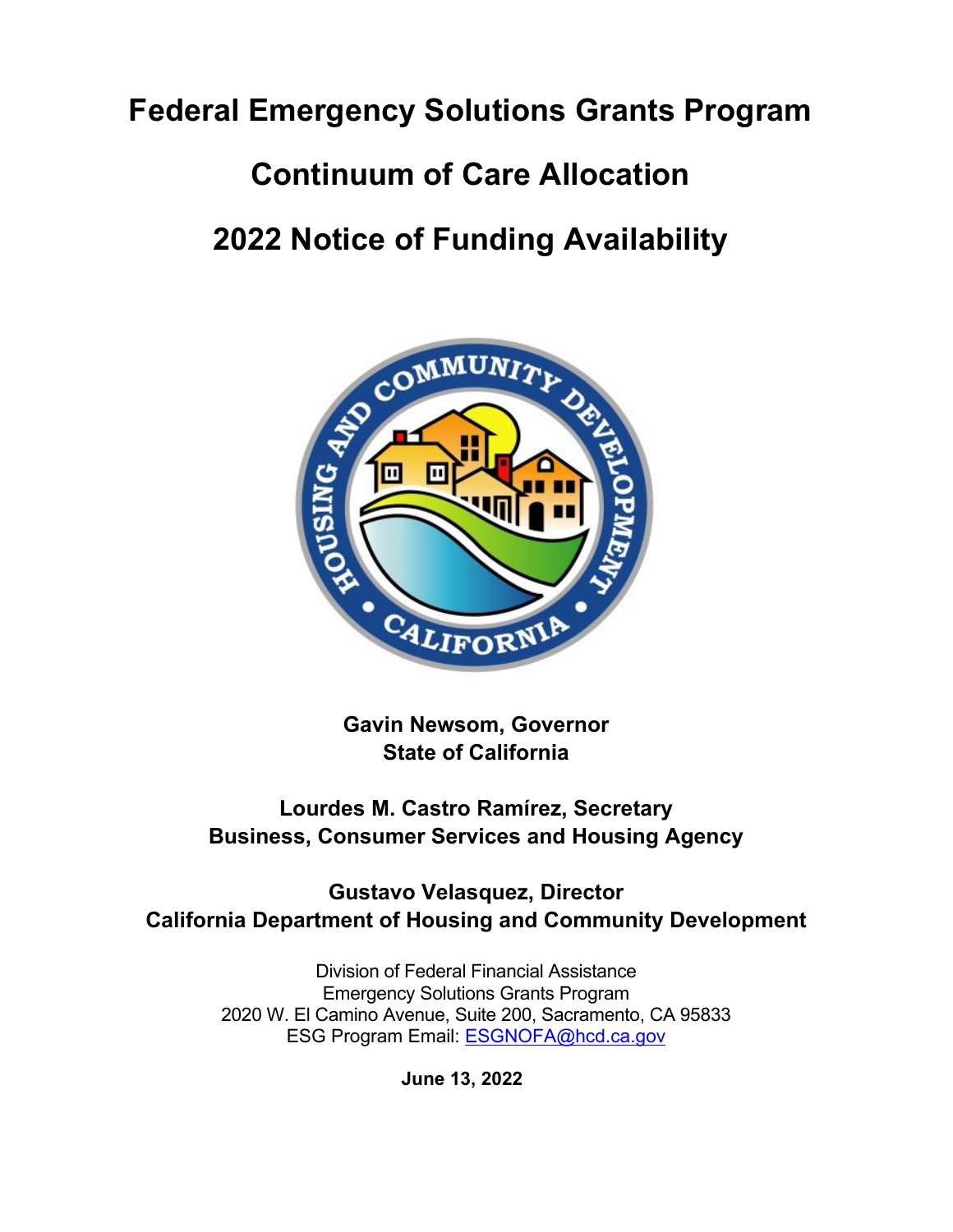# Federal Emergency Solutions Grants Program

# Continuum of Care Allocation

# 2022 Notice of Funding Availability

**Gavin Newsom, Governor**
**State of California**

**Lourdes M. Castro Ramírez, Secretary**
**Business, Consumer Services and Housing Agency**

**Gustavo Velasquez, Director**
**California Department of Housing and Community Development**

Division of Federal Financial Assistance
Emergency Solutions Grants Program
2020 W. El Camino Avenue, Suite 200, Sacramento, CA 95833
ESG Program Email: ESGNOFA@hcd.ca.gov

**June 13, 2022**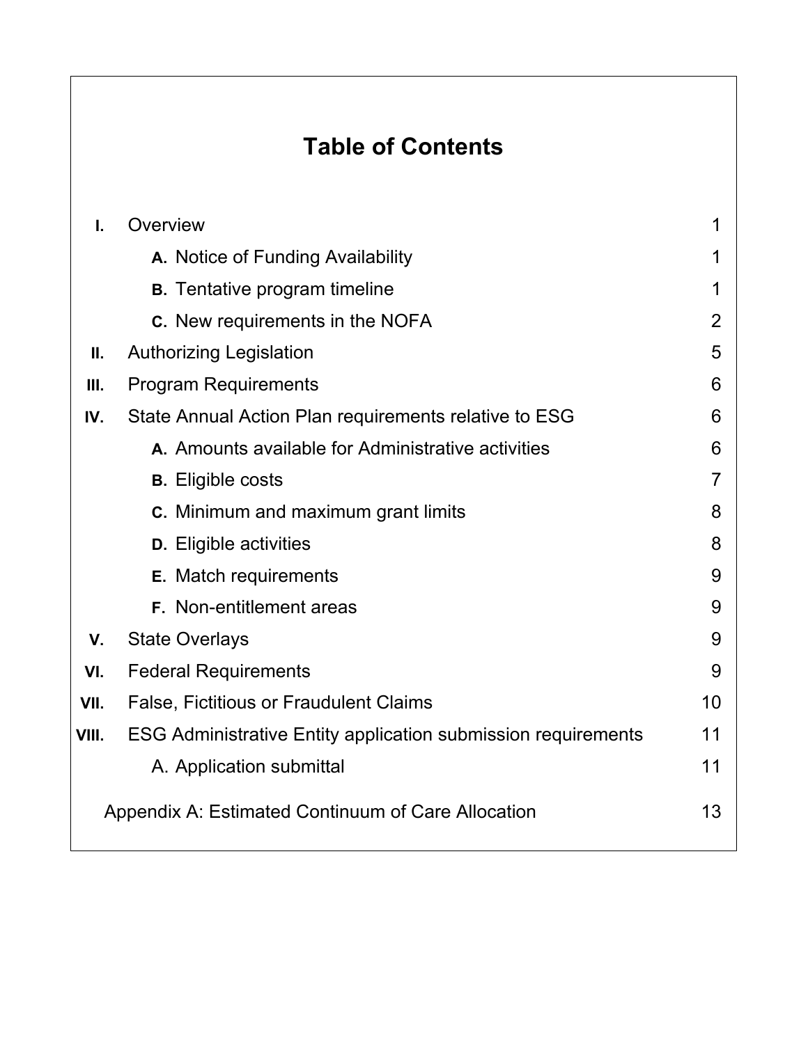# Table of Contents

| | | |
|---|---|---|
| **I.** | Overview | 1 |
| | **A.** Notice of Funding Availability | 1 |
| | **B.** Tentative program timeline | 1 |
| | **C.** New requirements in the NOFA | 2 |
| **II.** | Authorizing Legislation | 5 |
| **III.** | Program Requirements | 6 |
| **IV.** | State Annual Action Plan requirements relative to ESG | 6 |
| | **A.** Amounts available for Administrative activities | 6 |
| | **B.** Eligible costs | 7 |
| | **C.** Minimum and maximum grant limits | 8 |
| | **D.** Eligible activities | 8 |
| | **E.** Match requirements | 9 |
| | **F.** Non-entitlement areas | 9 |
| **V.** | State Overlays | 9 |
| **VI.** | Federal Requirements | 9 |
| **VII.** | False, Fictitious or Fraudulent Claims | 10 |
| **VIII.** | ESG Administrative Entity application submission requirements | 11 |
| | A. Application submittal | 11 |
| | Appendix A: Estimated Continuum of Care Allocation | 13 |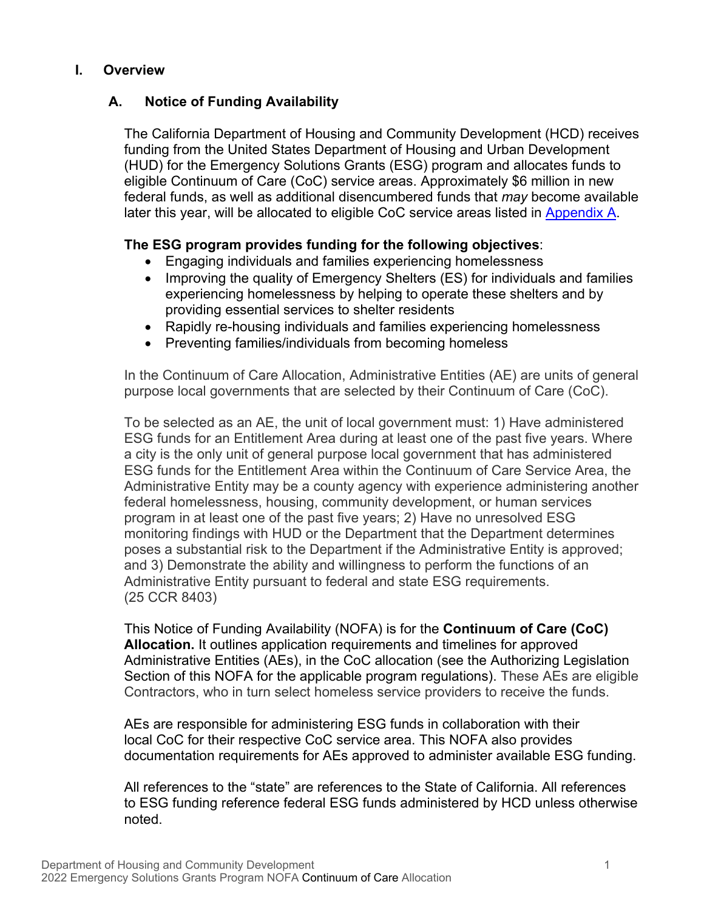# I. Overview

## A. Notice of Funding Availability

The California Department of Housing and Community Development (HCD) receives funding from the United States Department of Housing and Urban Development (HUD) for the Emergency Solutions Grants (ESG) program and allocates funds to eligible Continuum of Care (CoC) service areas. Approximately $6 million in new federal funds, as well as additional disencumbered funds that *may* become available later this year, will be allocated to eligible CoC service areas listed in [Appendix A](#).

**The ESG program provides funding for the following objectives**:

- Engaging individuals and families experiencing homelessness
- Improving the quality of Emergency Shelters (ES) for individuals and families experiencing homelessness by helping to operate these shelters and by providing essential services to shelter residents
- Rapidly re-housing individuals and families experiencing homelessness
- Preventing families/individuals from becoming homeless

In the Continuum of Care Allocation, Administrative Entities (AE) are units of general purpose local governments that are selected by their Continuum of Care (CoC).

To be selected as an AE, the unit of local government must: 1) Have administered ESG funds for an Entitlement Area during at least one of the past five years. Where a city is the only unit of general purpose local government that has administered ESG funds for the Entitlement Area within the Continuum of Care Service Area, the Administrative Entity may be a county agency with experience administering another federal homelessness, housing, community development, or human services program in at least one of the past five years; 2) Have no unresolved ESG monitoring findings with HUD or the Department that the Department determines poses a substantial risk to the Department if the Administrative Entity is approved; and 3) Demonstrate the ability and willingness to perform the functions of an Administrative Entity pursuant to federal and state ESG requirements. (25 CCR 8403)

This Notice of Funding Availability (NOFA) is for the **Continuum of Care (CoC) Allocation.** It outlines application requirements and timelines for approved Administrative Entities (AEs), in the CoC allocation (see the Authorizing Legislation Section of this NOFA for the applicable program regulations). These AEs are eligible Contractors, who in turn select homeless service providers to receive the funds.

AEs are responsible for administering ESG funds in collaboration with their local CoC for their respective CoC service area. This NOFA also provides documentation requirements for AEs approved to administer available ESG funding.

All references to the "state" are references to the State of California. All references to ESG funding reference federal ESG funds administered by HCD unless otherwise noted.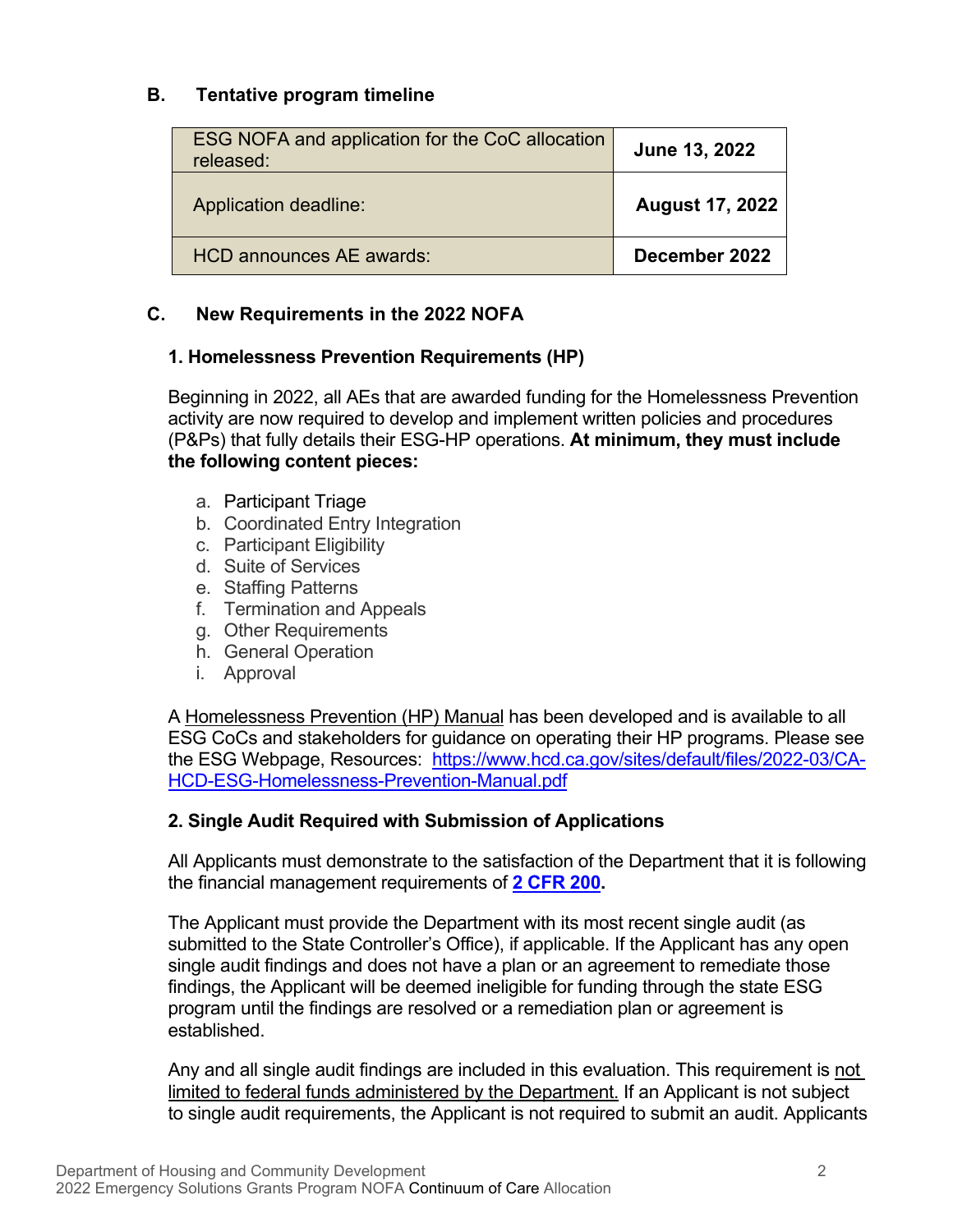## B. Tentative program timeline

| | |
|---|---|
| ESG NOFA and application for the CoC allocation released: | **June 13, 2022** |
| Application deadline: | **August 17, 2022** |
| HCD announces AE awards: | **December 2022** |

## C. New Requirements in the 2022 NOFA

### 1. Homelessness Prevention Requirements (HP)

Beginning in 2022, all AEs that are awarded funding for the Homelessness Prevention activity are now required to develop and implement written policies and procedures (P&Ps) that fully details their ESG-HP operations. **At minimum, they must include the following content pieces:**

a. Participant Triage
b. Coordinated Entry Integration
c. Participant Eligibility
d. Suite of Services
e. Staffing Patterns
f. Termination and Appeals
g. Other Requirements
h. General Operation
i. Approval

A Homelessness Prevention (HP) Manual has been developed and is available to all ESG CoCs and stakeholders for guidance on operating their HP programs. Please see the ESG Webpage, Resources: [https://www.hcd.ca.gov/sites/default/files/2022-03/CA-HCD-ESG-Homelessness-Prevention-Manual.pdf](https://www.hcd.ca.gov/sites/default/files/2022-03/CA-HCD-ESG-Homelessness-Prevention-Manual.pdf)

### 2. Single Audit Required with Submission of Applications

All Applicants must demonstrate to the satisfaction of the Department that it is following the financial management requirements of **2 CFR 200**.

The Applicant must provide the Department with its most recent single audit (as submitted to the State Controller's Office), if applicable. If the Applicant has any open single audit findings and does not have a plan or an agreement to remediate those findings, the Applicant will be deemed ineligible for funding through the state ESG program until the findings are resolved or a remediation plan or agreement is established.

Any and all single audit findings are included in this evaluation. This requirement is not limited to federal funds administered by the Department. If an Applicant is not subject to single audit requirements, the Applicant is not required to submit an audit. Applicants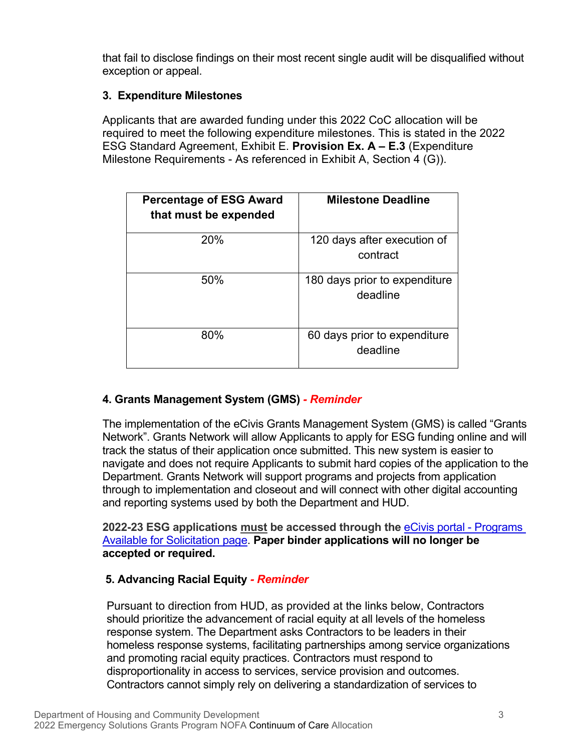that fail to disclose findings on their most recent single audit will be disqualified without exception or appeal.

### 3. Expenditure Milestones

Applicants that are awarded funding under this 2022 CoC allocation will be required to meet the following expenditure milestones. This is stated in the 2022 ESG Standard Agreement, Exhibit E. **Provision Ex. A – E.3** (Expenditure Milestone Requirements - As referenced in Exhibit A, Section 4 (G)).

| Percentage of ESG Award that must be expended | Milestone Deadline |
| --- | --- |
| 20% | 120 days after execution of contract |
| 50% | 180 days prior to expenditure deadline |
| 80% | 60 days prior to expenditure deadline |

### 4. Grants Management System (GMS) *- Reminder*

The implementation of the eCivis Grants Management System (GMS) is called "Grants Network". Grants Network will allow Applicants to apply for ESG funding online and will track the status of their application once submitted. This new system is easier to navigate and does not require Applicants to submit hard copies of the application to the Department. Grants Network will support programs and projects from application through to implementation and closeout and will connect with other digital accounting and reporting systems used by both the Department and HUD.

**2022-23 ESG applications must be accessed through the** [eCivis portal - Programs Available for Solicitation page](). **Paper binder applications will no longer be accepted or required.**

### 5. Advancing Racial Equity *- Reminder*

Pursuant to direction from HUD, as provided at the links below, Contractors should prioritize the advancement of racial equity at all levels of the homeless response system. The Department asks Contractors to be leaders in their homeless response systems, facilitating partnerships among service organizations and promoting racial equity practices. Contractors must respond to disproportionality in access to services, service provision and outcomes. Contractors cannot simply rely on delivering a standardization of services to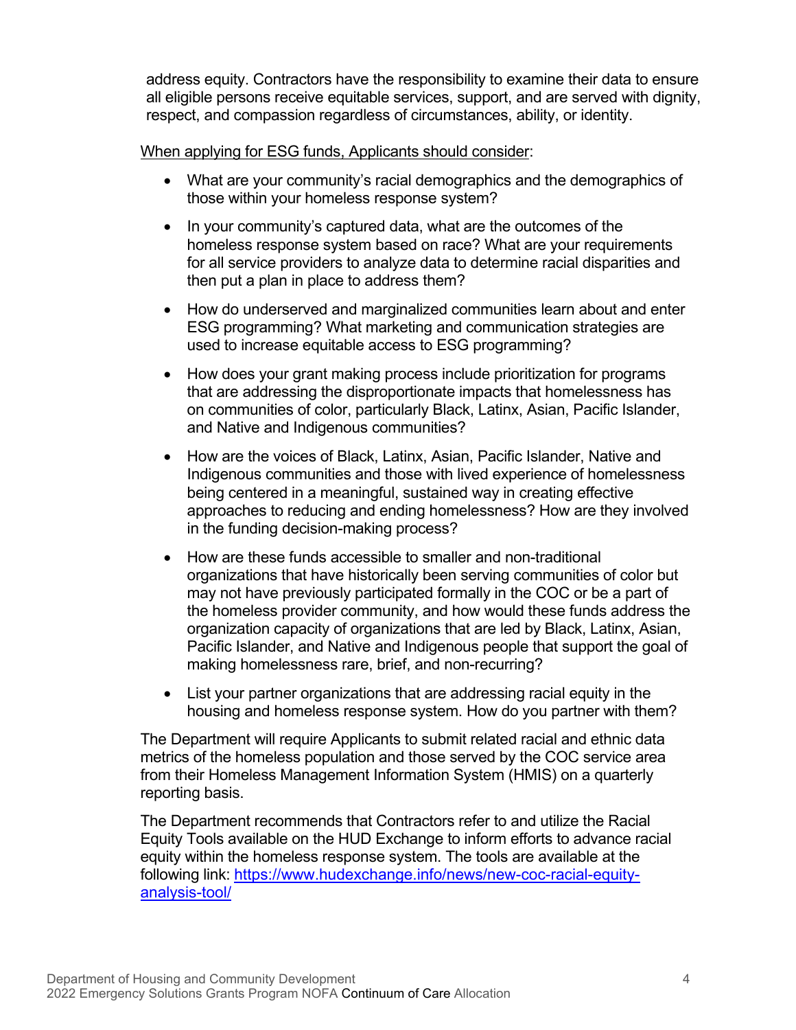address equity. Contractors have the responsibility to examine their data to ensure all eligible persons receive equitable services, support, and are served with dignity, respect, and compassion regardless of circumstances, ability, or identity.

When applying for ESG funds, Applicants should consider:

- What are your community's racial demographics and the demographics of those within your homeless response system?
- In your community's captured data, what are the outcomes of the homeless response system based on race? What are your requirements for all service providers to analyze data to determine racial disparities and then put a plan in place to address them?
- How do underserved and marginalized communities learn about and enter ESG programming? What marketing and communication strategies are used to increase equitable access to ESG programming?
- How does your grant making process include prioritization for programs that are addressing the disproportionate impacts that homelessness has on communities of color, particularly Black, Latinx, Asian, Pacific Islander, and Native and Indigenous communities?
- How are the voices of Black, Latinx, Asian, Pacific Islander, Native and Indigenous communities and those with lived experience of homelessness being centered in a meaningful, sustained way in creating effective approaches to reducing and ending homelessness? How are they involved in the funding decision-making process?
- How are these funds accessible to smaller and non-traditional organizations that have historically been serving communities of color but may not have previously participated formally in the COC or be a part of the homeless provider community, and how would these funds address the organization capacity of organizations that are led by Black, Latinx, Asian, Pacific Islander, and Native and Indigenous people that support the goal of making homelessness rare, brief, and non-recurring?
- List your partner organizations that are addressing racial equity in the housing and homeless response system. How do you partner with them?

The Department will require Applicants to submit related racial and ethnic data metrics of the homeless population and those served by the COC service area from their Homeless Management Information System (HMIS) on a quarterly reporting basis.

The Department recommends that Contractors refer to and utilize the Racial Equity Tools available on the HUD Exchange to inform efforts to advance racial equity within the homeless response system. The tools are available at the following link: [https://www.hudexchange.info/news/new-coc-racial-equity-analysis-tool/](https://www.hudexchange.info/news/new-coc-racial-equity-analysis-tool/)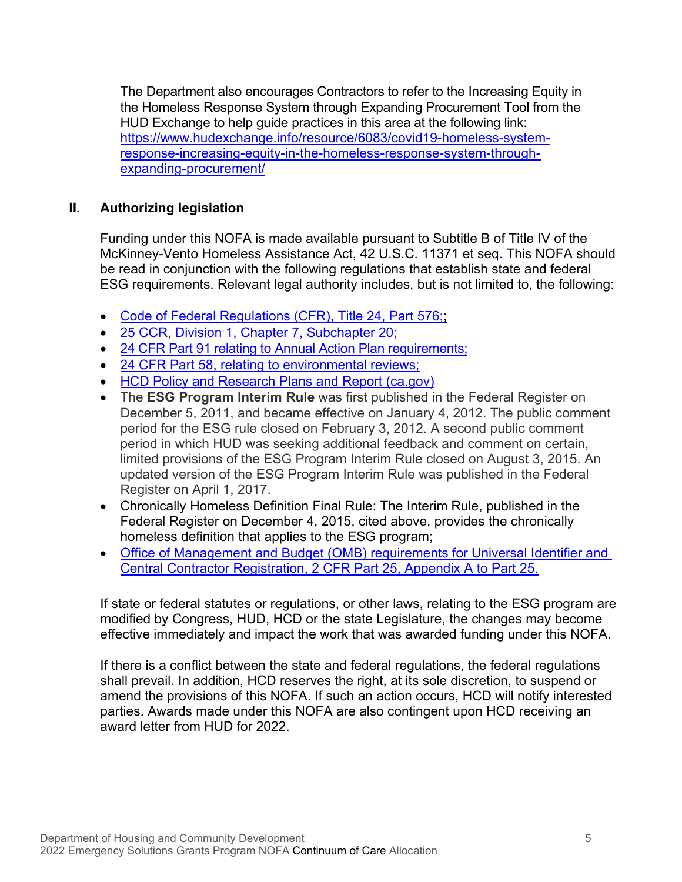The Department also encourages Contractors to refer to the Increasing Equity in the Homeless Response System through Expanding Procurement Tool from the HUD Exchange to help guide practices in this area at the following link: https://www.hudexchange.info/resource/6083/covid19-homeless-system-response-increasing-equity-in-the-homeless-response-system-through-expanding-procurement/

## II. Authorizing legislation

Funding under this NOFA is made available pursuant to Subtitle B of Title IV of the McKinney-Vento Homeless Assistance Act, 42 U.S.C. 11371 et seq. This NOFA should be read in conjunction with the following regulations that establish state and federal ESG requirements. Relevant legal authority includes, but is not limited to, the following:

- Code of Federal Regulations (CFR), Title 24, Part 576;;
- 25 CCR, Division 1, Chapter 7, Subchapter 20;
- 24 CFR Part 91 relating to Annual Action Plan requirements;
- 24 CFR Part 58, relating to environmental reviews;
- HCD Policy and Research Plans and Report (ca.gov)
- The **ESG Program Interim Rule** was first published in the Federal Register on December 5, 2011, and became effective on January 4, 2012. The public comment period for the ESG rule closed on February 3, 2012. A second public comment period in which HUD was seeking additional feedback and comment on certain, limited provisions of the ESG Program Interim Rule closed on August 3, 2015. An updated version of the ESG Program Interim Rule was published in the Federal Register on April 1, 2017.
- Chronically Homeless Definition Final Rule: The Interim Rule, published in the Federal Register on December 4, 2015, cited above, provides the chronically homeless definition that applies to the ESG program;
- Office of Management and Budget (OMB) requirements for Universal Identifier and Central Contractor Registration, 2 CFR Part 25, Appendix A to Part 25.

If state or federal statutes or regulations, or other laws, relating to the ESG program are modified by Congress, HUD, HCD or the state Legislature, the changes may become effective immediately and impact the work that was awarded funding under this NOFA.

If there is a conflict between the state and federal regulations, the federal regulations shall prevail. In addition, HCD reserves the right, at its sole discretion, to suspend or amend the provisions of this NOFA. If such an action occurs, HCD will notify interested parties. Awards made under this NOFA are also contingent upon HCD receiving an award letter from HUD for 2022.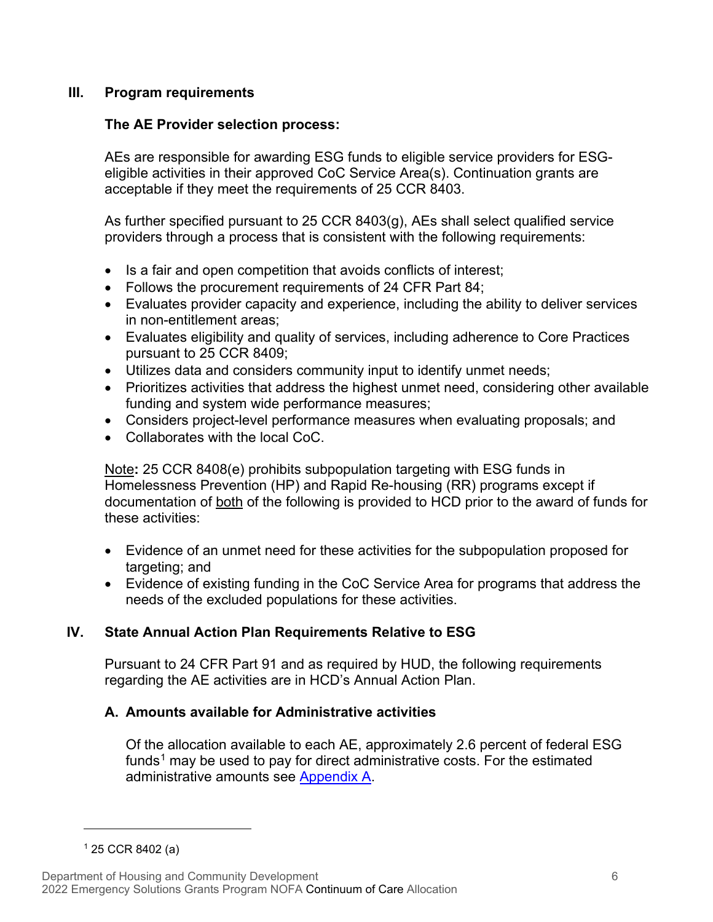## III. Program requirements

### The AE Provider selection process:

AEs are responsible for awarding ESG funds to eligible service providers for ESG-eligible activities in their approved CoC Service Area(s). Continuation grants are acceptable if they meet the requirements of 25 CCR 8403.

As further specified pursuant to 25 CCR 8403(g), AEs shall select qualified service providers through a process that is consistent with the following requirements:

- Is a fair and open competition that avoids conflicts of interest;
- Follows the procurement requirements of 24 CFR Part 84;
- Evaluates provider capacity and experience, including the ability to deliver services in non-entitlement areas;
- Evaluates eligibility and quality of services, including adherence to Core Practices pursuant to 25 CCR 8409;
- Utilizes data and considers community input to identify unmet needs;
- Prioritizes activities that address the highest unmet need, considering other available funding and system wide performance measures;
- Considers project-level performance measures when evaluating proposals; and
- Collaborates with the local CoC.

Note**:** 25 CCR 8408(e) prohibits subpopulation targeting with ESG funds in Homelessness Prevention (HP) and Rapid Re-housing (RR) programs except if documentation of both of the following is provided to HCD prior to the award of funds for these activities:

- Evidence of an unmet need for these activities for the subpopulation proposed for targeting; and
- Evidence of existing funding in the CoC Service Area for programs that address the needs of the excluded populations for these activities.

## IV. State Annual Action Plan Requirements Relative to ESG

Pursuant to 24 CFR Part 91 and as required by HUD, the following requirements regarding the AE activities are in HCD's Annual Action Plan.

### A. Amounts available for Administrative activities

Of the allocation available to each AE, approximately 2.6 percent of federal ESG funds[1] may be used to pay for direct administrative costs. For the estimated administrative amounts see Appendix A.

---

[1] 25 CCR 8402 (a)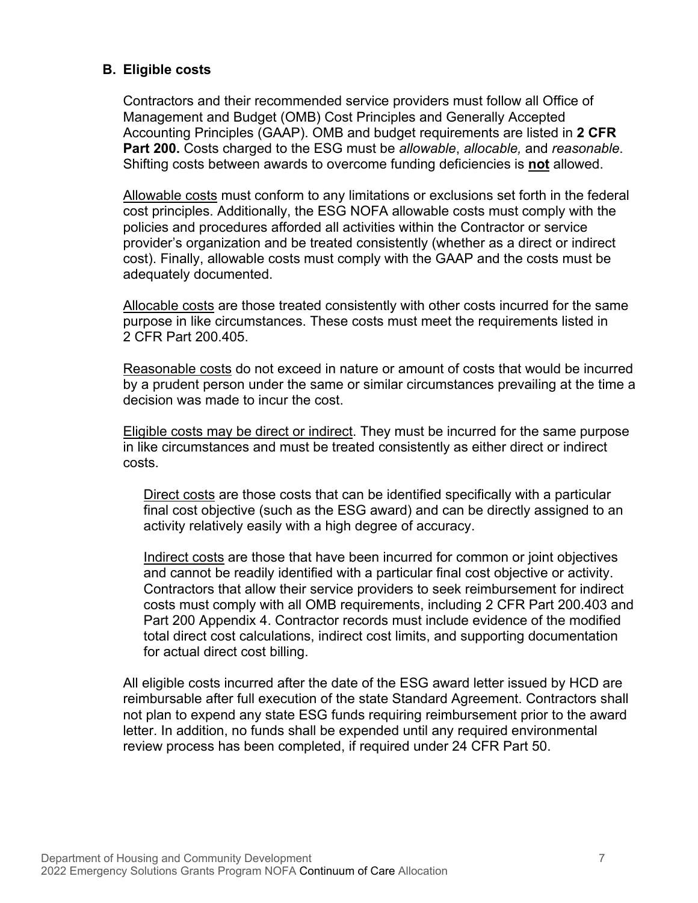### B. Eligible costs

Contractors and their recommended service providers must follow all Office of Management and Budget (OMB) Cost Principles and Generally Accepted Accounting Principles (GAAP). OMB and budget requirements are listed in **2 CFR Part 200.** Costs charged to the ESG must be *allowable*, *allocable,* and *reasonable*. Shifting costs between awards to overcome funding deficiencies is **not** allowed.

Allowable costs must conform to any limitations or exclusions set forth in the federal cost principles. Additionally, the ESG NOFA allowable costs must comply with the policies and procedures afforded all activities within the Contractor or service provider's organization and be treated consistently (whether as a direct or indirect cost). Finally, allowable costs must comply with the GAAP and the costs must be adequately documented.

Allocable costs are those treated consistently with other costs incurred for the same purpose in like circumstances. These costs must meet the requirements listed in 2 CFR Part 200.405.

Reasonable costs do not exceed in nature or amount of costs that would be incurred by a prudent person under the same or similar circumstances prevailing at the time a decision was made to incur the cost.

Eligible costs may be direct or indirect. They must be incurred for the same purpose in like circumstances and must be treated consistently as either direct or indirect costs.

Direct costs are those costs that can be identified specifically with a particular final cost objective (such as the ESG award) and can be directly assigned to an activity relatively easily with a high degree of accuracy.

Indirect costs are those that have been incurred for common or joint objectives and cannot be readily identified with a particular final cost objective or activity. Contractors that allow their service providers to seek reimbursement for indirect costs must comply with all OMB requirements, including 2 CFR Part 200.403 and Part 200 Appendix 4. Contractor records must include evidence of the modified total direct cost calculations, indirect cost limits, and supporting documentation for actual direct cost billing.

All eligible costs incurred after the date of the ESG award letter issued by HCD are reimbursable after full execution of the state Standard Agreement. Contractors shall not plan to expend any state ESG funds requiring reimbursement prior to the award letter. In addition, no funds shall be expended until any required environmental review process has been completed, if required under 24 CFR Part 50.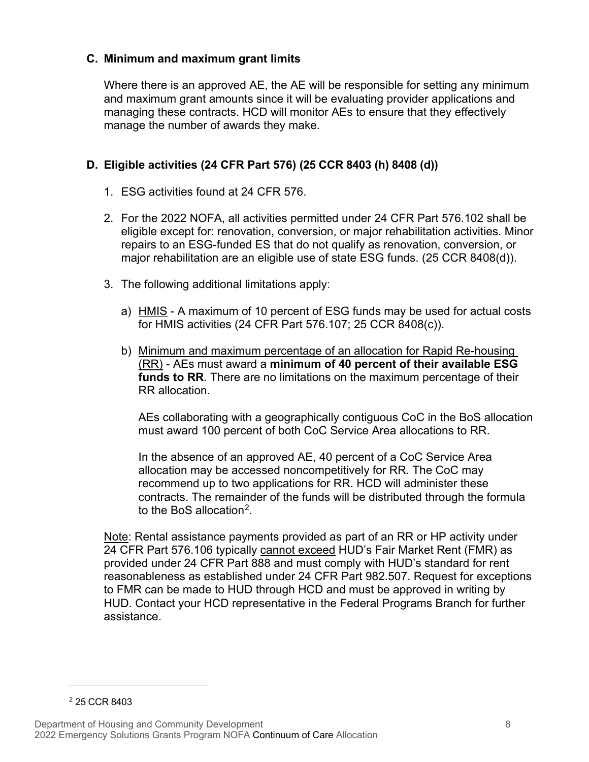### C. Minimum and maximum grant limits

Where there is an approved AE, the AE will be responsible for setting any minimum and maximum grant amounts since it will be evaluating provider applications and managing these contracts. HCD will monitor AEs to ensure that they effectively manage the number of awards they make.

### D. Eligible activities (24 CFR Part 576) (25 CCR 8403 (h) 8408 (d))

1. ESG activities found at 24 CFR 576.

2. For the 2022 NOFA, all activities permitted under 24 CFR Part 576.102 shall be eligible except for: renovation, conversion, or major rehabilitation activities. Minor repairs to an ESG-funded ES that do not qualify as renovation, conversion, or major rehabilitation are an eligible use of state ESG funds. (25 CCR 8408(d)).

3. The following additional limitations apply:

   a) <u>HMIS</u> - A maximum of 10 percent of ESG funds may be used for actual costs for HMIS activities (24 CFR Part 576.107; 25 CCR 8408(c)).

   b) <u>Minimum and maximum percentage of an allocation for Rapid Re-housing (RR)</u> - AEs must award a **minimum of 40 percent of their available ESG funds to RR**. There are no limitations on the maximum percentage of their RR allocation.

      AEs collaborating with a geographically contiguous CoC in the BoS allocation must award 100 percent of both CoC Service Area allocations to RR.

      In the absence of an approved AE, 40 percent of a CoC Service Area allocation may be accessed noncompetitively for RR. The CoC may recommend up to two applications for RR. HCD will administer these contracts. The remainder of the funds will be distributed through the formula to the BoS allocation[2].

<u>Note</u>: Rental assistance payments provided as part of an RR or HP activity under 24 CFR Part 576.106 typically <u>cannot exceed</u> HUD's Fair Market Rent (FMR) as provided under 24 CFR Part 888 and must comply with HUD's standard for rent reasonableness as established under 24 CFR Part 982.507. Request for exceptions to FMR can be made to HUD through HCD and must be approved in writing by HUD. Contact your HCD representative in the Federal Programs Branch for further assistance.

---

[2] 25 CCR 8403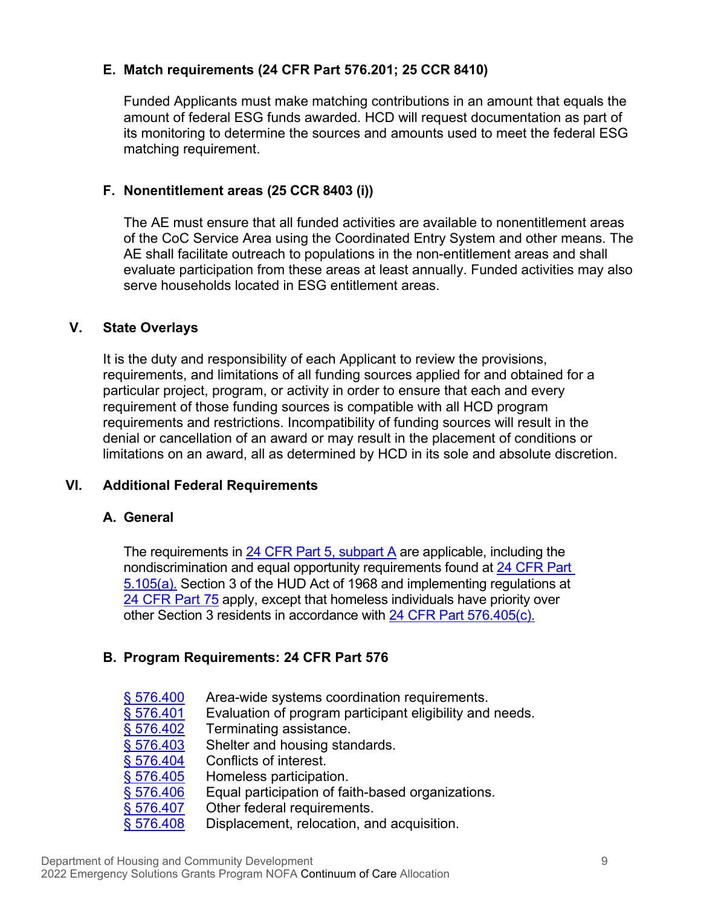### E. Match requirements (24 CFR Part 576.201; 25 CCR 8410)

Funded Applicants must make matching contributions in an amount that equals the amount of federal ESG funds awarded. HCD will request documentation as part of its monitoring to determine the sources and amounts used to meet the federal ESG matching requirement.

### F. Nonentitlement areas (25 CCR 8403 (i))

The AE must ensure that all funded activities are available to nonentitlement areas of the CoC Service Area using the Coordinated Entry System and other means. The AE shall facilitate outreach to populations in the non-entitlement areas and shall evaluate participation from these areas at least annually. Funded activities may also serve households located in ESG entitlement areas.

## V. State Overlays

It is the duty and responsibility of each Applicant to review the provisions, requirements, and limitations of all funding sources applied for and obtained for a particular project, program, or activity in order to ensure that each and every requirement of those funding sources is compatible with all HCD program requirements and restrictions. Incompatibility of funding sources will result in the denial or cancellation of an award or may result in the placement of conditions or limitations on an award, all as determined by HCD in its sole and absolute discretion.

## VI. Additional Federal Requirements

### A. General

The requirements in 24 CFR Part 5, subpart A are applicable, including the nondiscrimination and equal opportunity requirements found at 24 CFR Part 5.105(a). Section 3 of the HUD Act of 1968 and implementing regulations at 24 CFR Part 75 apply, except that homeless individuals have priority over other Section 3 residents in accordance with 24 CFR Part 576.405(c).

### B. Program Requirements: 24 CFR Part 576

- § 576.400 Area-wide systems coordination requirements.
- § 576.401 Evaluation of program participant eligibility and needs.
- § 576.402 Terminating assistance.
- § 576.403 Shelter and housing standards.
- § 576.404 Conflicts of interest.
- § 576.405 Homeless participation.
- § 576.406 Equal participation of faith-based organizations.
- § 576.407 Other federal requirements.
- § 576.408 Displacement, relocation, and acquisition.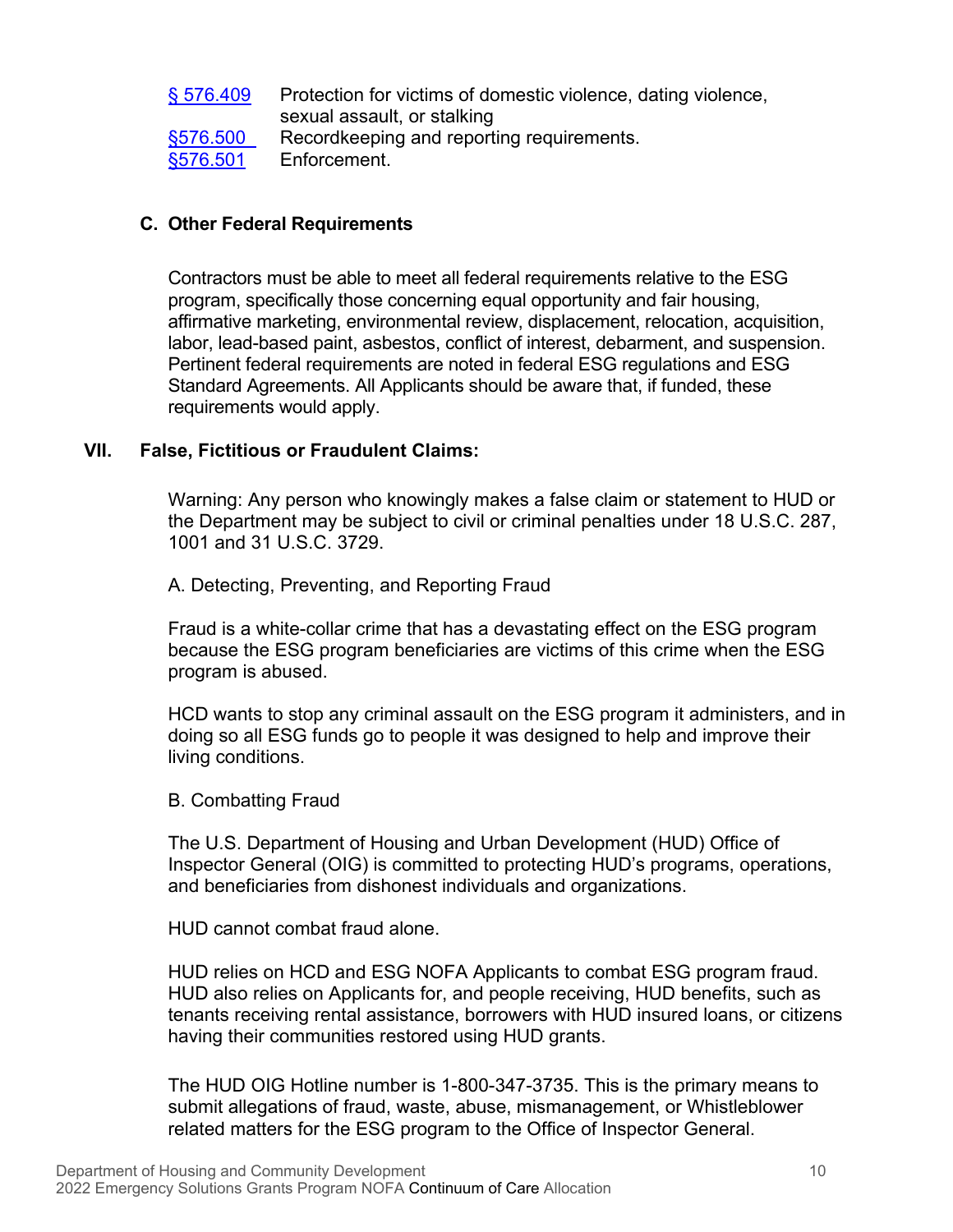| | |
|---|---|
| [§ 576.409]() | Protection for victims of domestic violence, dating violence, sexual assault, or stalking |
| [§576.500]() | Recordkeeping and reporting requirements. |
| [§576.501]() | Enforcement. |

### C. Other Federal Requirements

Contractors must be able to meet all federal requirements relative to the ESG program, specifically those concerning equal opportunity and fair housing, affirmative marketing, environmental review, displacement, relocation, acquisition, labor, lead-based paint, asbestos, conflict of interest, debarment, and suspension. Pertinent federal requirements are noted in federal ESG regulations and ESG Standard Agreements. All Applicants should be aware that, if funded, these requirements would apply.

## VII. False, Fictitious or Fraudulent Claims:

Warning: Any person who knowingly makes a false claim or statement to HUD or the Department may be subject to civil or criminal penalties under 18 U.S.C. 287, 1001 and 31 U.S.C. 3729.

A. Detecting, Preventing, and Reporting Fraud

Fraud is a white-collar crime that has a devastating effect on the ESG program because the ESG program beneficiaries are victims of this crime when the ESG program is abused.

HCD wants to stop any criminal assault on the ESG program it administers, and in doing so all ESG funds go to people it was designed to help and improve their living conditions.

B. Combatting Fraud

The U.S. Department of Housing and Urban Development (HUD) Office of Inspector General (OIG) is committed to protecting HUD's programs, operations, and beneficiaries from dishonest individuals and organizations.

HUD cannot combat fraud alone.

HUD relies on HCD and ESG NOFA Applicants to combat ESG program fraud. HUD also relies on Applicants for, and people receiving, HUD benefits, such as tenants receiving rental assistance, borrowers with HUD insured loans, or citizens having their communities restored using HUD grants.

The HUD OIG Hotline number is 1-800-347-3735. This is the primary means to submit allegations of fraud, waste, abuse, mismanagement, or Whistleblower related matters for the ESG program to the Office of Inspector General.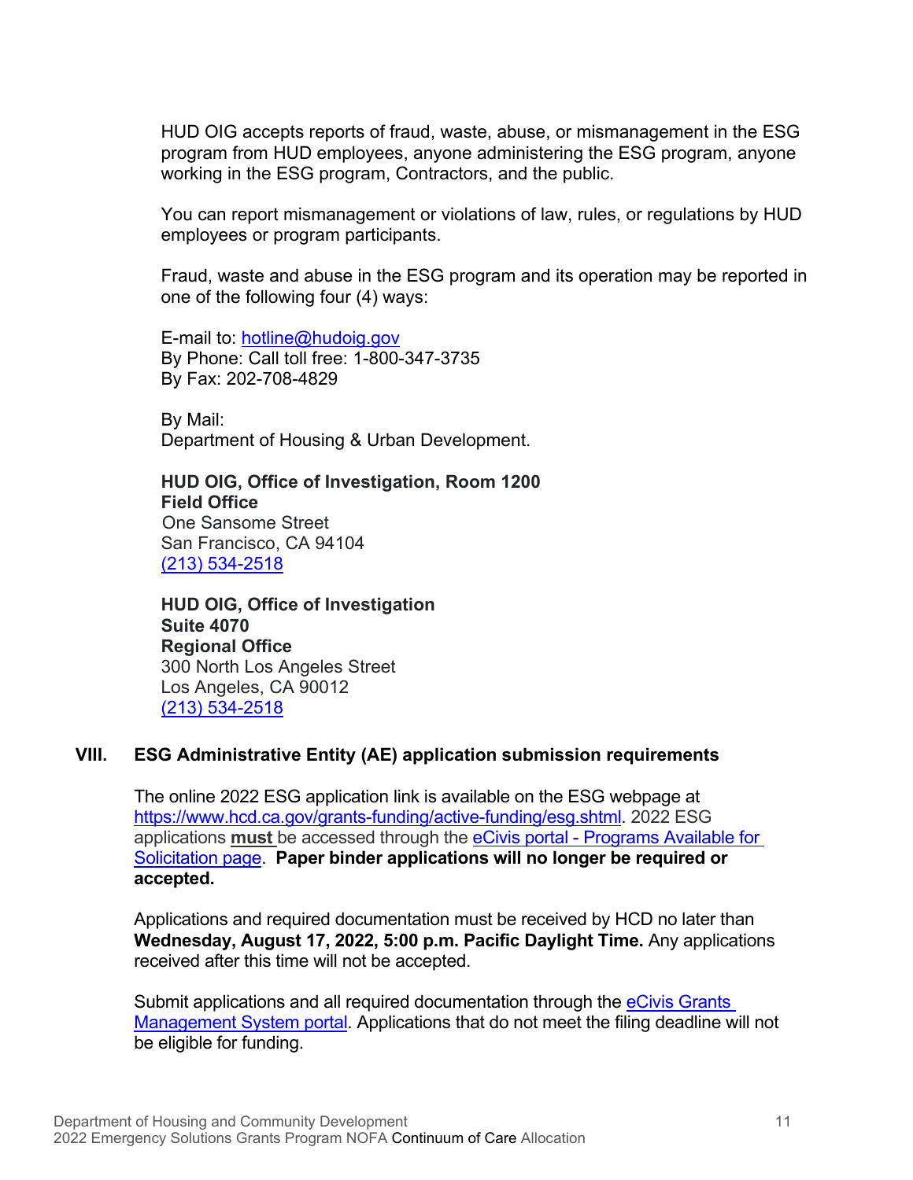HUD OIG accepts reports of fraud, waste, abuse, or mismanagement in the ESG program from HUD employees, anyone administering the ESG program, anyone working in the ESG program, Contractors, and the public.

You can report mismanagement or violations of law, rules, or regulations by HUD employees or program participants.

Fraud, waste and abuse in the ESG program and its operation may be reported in one of the following four (4) ways:

E-mail to: hotline@hudoig.gov
By Phone: Call toll free: 1-800-347-3735
By Fax: 202-708-4829

By Mail:
Department of Housing & Urban Development.

**HUD OIG, Office of Investigation, Room 1200**
**Field Office**
One Sansome Street
San Francisco, CA 94104
(213) 534-2518

**HUD OIG, Office of Investigation**
**Suite 4070**
**Regional Office**
300 North Los Angeles Street
Los Angeles, CA 90012
(213) 534-2518

## VIII. ESG Administrative Entity (AE) application submission requirements

The online 2022 ESG application link is available on the ESG webpage at https://www.hcd.ca.gov/grants-funding/active-funding/esg.shtml. 2022 ESG applications **must** be accessed through the eCivis portal - Programs Available for Solicitation page. **Paper binder applications will no longer be required or accepted.**

Applications and required documentation must be received by HCD no later than **Wednesday, August 17, 2022, 5:00 p.m. Pacific Daylight Time.** Any applications received after this time will not be accepted.

Submit applications and all required documentation through the eCivis Grants Management System portal. Applications that do not meet the filing deadline will not be eligible for funding.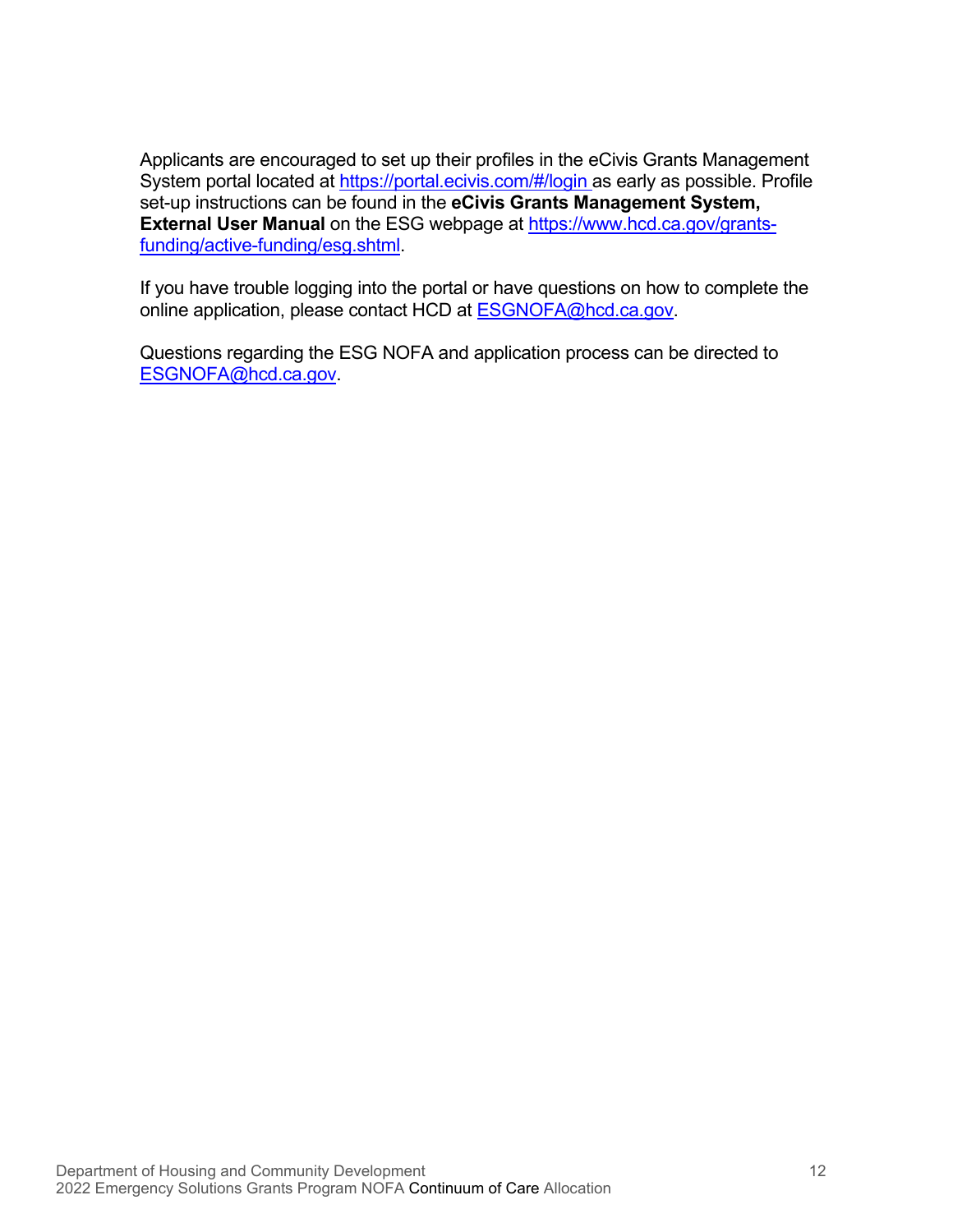Applicants are encouraged to set up their profiles in the eCivis Grants Management System portal located at https://portal.ecivis.com/#/login as early as possible. Profile set-up instructions can be found in the **eCivis Grants Management System, External User Manual** on the ESG webpage at https://www.hcd.ca.gov/grants-funding/active-funding/esg.shtml.

If you have trouble logging into the portal or have questions on how to complete the online application, please contact HCD at ESGNOFA@hcd.ca.gov.

Questions regarding the ESG NOFA and application process can be directed to ESGNOFA@hcd.ca.gov.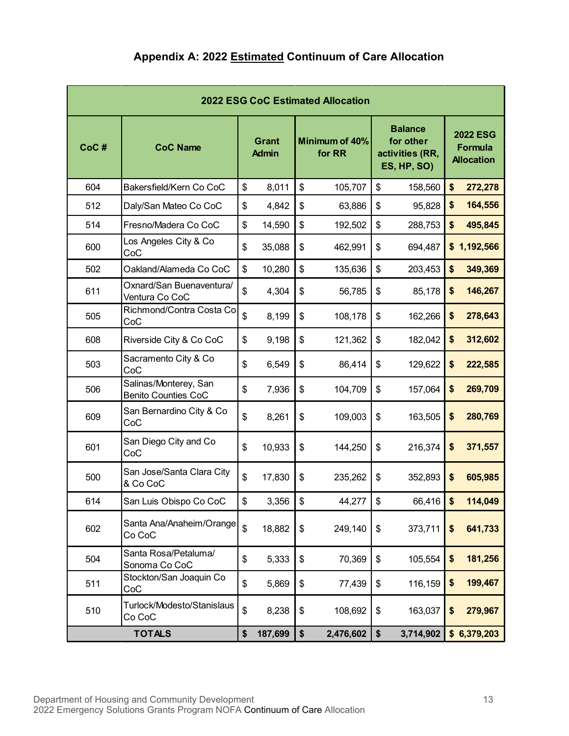## Appendix A: 2022 Estimated Continuum of Care Allocation

| 2022 ESG CoC Estimated Allocation | | | | | |
|---|---|---|---|---|---|
| **CoC #** | **CoC Name** | **Grant Admin** | **Minimum of 40% for RR** | **Balance for other activities (RR, ES, HP, SO)** | **2022 ESG Formula Allocation** |
| 604 | Bakersfield/Kern Co CoC | $ 8,011 | $ 105,707 | $ 158,560 | **$ 272,278** |
| 512 | Daly/San Mateo Co CoC | $ 4,842 | $ 63,886 | $ 95,828 | **$ 164,556** |
| 514 | Fresno/Madera Co CoC | $ 14,590 | $ 192,502 | $ 288,753 | **$ 495,845** |
| 600 | Los Angeles City & Co CoC | $ 35,088 | $ 462,991 | $ 694,487 | **$ 1,192,566** |
| 502 | Oakland/Alameda Co CoC | $ 10,280 | $ 135,636 | $ 203,453 | **$ 349,369** |
| 611 | Oxnard/San Buenaventura/ Ventura Co CoC | $ 4,304 | $ 56,785 | $ 85,178 | **$ 146,267** |
| 505 | Richmond/Contra Costa Co CoC | $ 8,199 | $ 108,178 | $ 162,266 | **$ 278,643** |
| 608 | Riverside City & Co CoC | $ 9,198 | $ 121,362 | $ 182,042 | **$ 312,602** |
| 503 | Sacramento City & Co CoC | $ 6,549 | $ 86,414 | $ 129,622 | **$ 222,585** |
| 506 | Salinas/Monterey, San Benito Counties CoC | $ 7,936 | $ 104,709 | $ 157,064 | **$ 269,709** |
| 609 | San Bernardino City & Co CoC | $ 8,261 | $ 109,003 | $ 163,505 | **$ 280,769** |
| 601 | San Diego City and Co CoC | $ 10,933 | $ 144,250 | $ 216,374 | **$ 371,557** |
| 500 | San Jose/Santa Clara City & Co CoC | $ 17,830 | $ 235,262 | $ 352,893 | **$ 605,985** |
| 614 | San Luis Obispo Co CoC | $ 3,356 | $ 44,277 | $ 66,416 | **$ 114,049** |
| 602 | Santa Ana/Anaheim/Orange Co CoC | $ 18,882 | $ 249,140 | $ 373,711 | **$ 641,733** |
| 504 | Santa Rosa/Petaluma/ Sonoma Co CoC | $ 5,333 | $ 70,369 | $ 105,554 | **$ 181,256** |
| 511 | Stockton/San Joaquin Co CoC | $ 5,869 | $ 77,439 | $ 116,159 | **$ 199,467** |
| 510 | Turlock/Modesto/Stanislaus Co CoC | $ 8,238 | $ 108,692 | $ 163,037 | **$ 279,967** |
| **TOTALS** | | **$ 187,699** | **$ 2,476,602** | **$ 3,714,902** | **$ 6,379,203** |